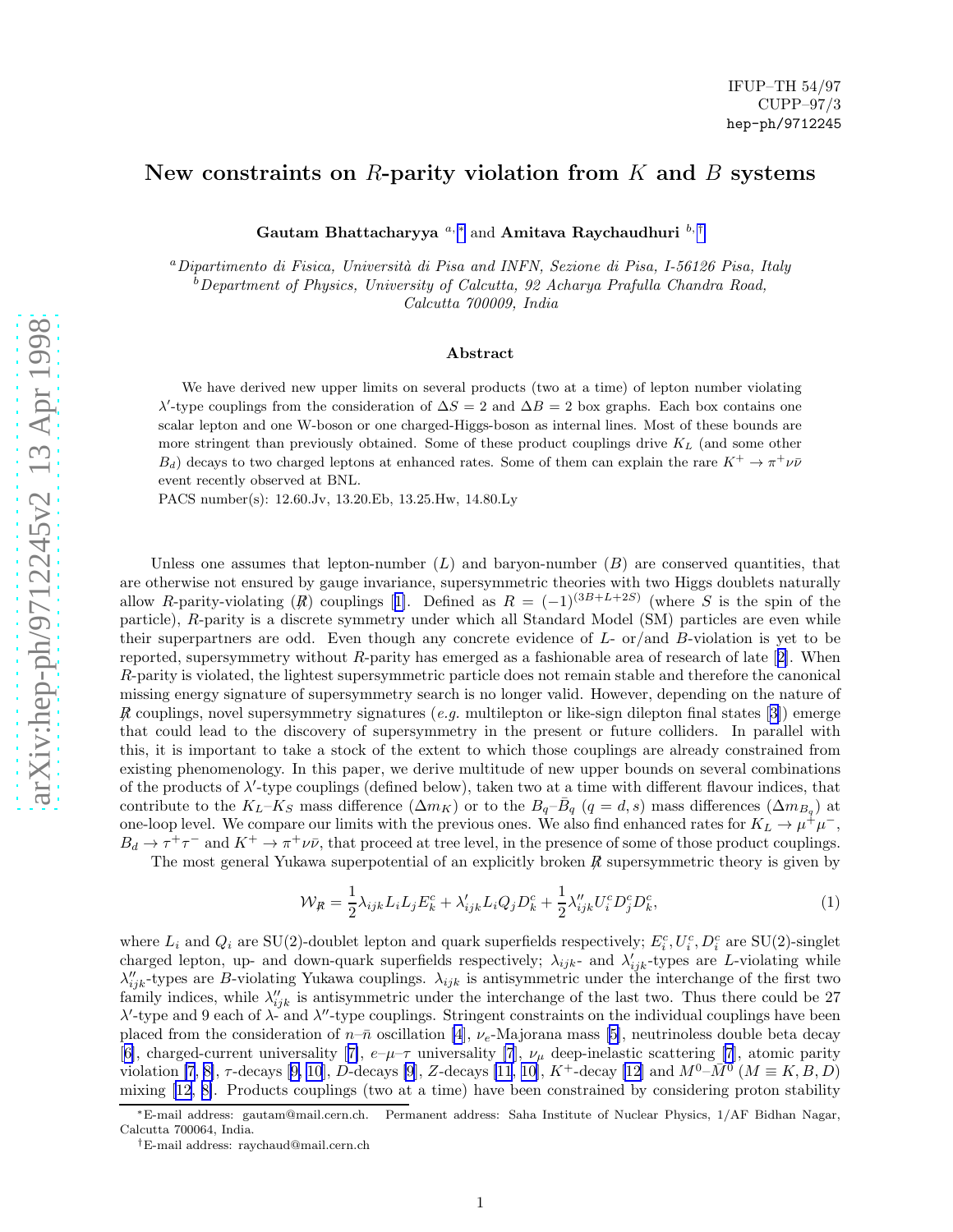IFUP–TH 54/97
CUPP–97/3
hep-ph/9712245

# New constraints on $R$-parity violation from $K$ and $B$ systems

**Gautam Bhattacharyya** [a,*] and **Amitava Raychaudhuri** [b,†]

[a] *Dipartimento di Fisica, Università di Pisa and INFN, Sezione di Pisa, I-56126 Pisa, Italy*
[b] *Department of Physics, University of Calcutta, 92 Acharya Prafulla Chandra Road, Calcutta 700009, India*

### Abstract

We have derived new upper limits on several products (two at a time) of lepton number violating $\lambda'$-type couplings from the consideration of $\Delta S = 2$ and $\Delta B = 2$ box graphs. Each box contains one scalar lepton and one W-boson or one charged-Higgs-boson as internal lines. Most of these bounds are more stringent than previously obtained. Some of these product couplings drive $K_L$ (and some other $B_d$) decays to two charged leptons at enhanced rates. Some of them can explain the rare $K^+ \to \pi^+ \nu\bar{\nu}$ event recently observed at BNL.

PACS number(s): 12.60.Jv, 13.20.Eb, 13.25.Hw, 14.80.Ly

Unless one assumes that lepton-number ($L$) and baryon-number ($B$) are conserved quantities, that are otherwise not ensured by gauge invariance, supersymmetric theories with two Higgs doublets naturally allow $R$-parity-violating ($\not{R}$) couplings [1]. Defined as $R = (-1)^{(3B+L+2S)}$ (where $S$ is the spin of the particle), $R$-parity is a discrete symmetry under which all Standard Model (SM) particles are even while their superpartners are odd. Even though any concrete evidence of $L$- or/and $B$-violation is yet to be reported, supersymmetry without $R$-parity has emerged as a fashionable area of research of late [2]. When $R$-parity is violated, the lightest supersymmetric particle does not remain stable and therefore the canonical missing energy signature of supersymmetry search is no longer valid. However, depending on the nature of $\not{R}$ couplings, novel supersymmetry signatures (*e.g.* multilepton or like-sign dilepton final states [3]) emerge that could lead to the discovery of supersymmetry in the present or future colliders. In parallel with this, it is important to take a stock of the extent to which those couplings are already constrained from existing phenomenology. In this paper, we derive multitude of new upper bounds on several combinations of the products of $\lambda'$-type couplings (defined below), taken two at a time with different flavour indices, that contribute to the $K_L$–$K_S$ mass difference ($\Delta m_K$) or to the $B_q$–$\bar{B}_q$ ($q = d, s$) mass differences ($\Delta m_{B_q}$) at one-loop level. We compare our limits with the previous ones. We also find enhanced rates for $K_L \to \mu^+\mu^-$, $B_d \to \tau^+\tau^-$ and $K^+ \to \pi^+\nu\bar{\nu}$, that proceed at tree level, in the presence of some of those product couplings.

The most general Yukawa superpotential of an explicitly broken $\not{R}$ supersymmetric theory is given by

$$\mathcal{W}_{\not{R}} = \frac{1}{2}\lambda_{ijk} L_i L_j E^c_k + \lambda'_{ijk} L_i Q_j D^c_k + \frac{1}{2}\lambda''_{ijk} U^c_i D^c_j D^c_k, \tag{1}$$

where $L_i$ and $Q_i$ are SU(2)-doublet lepton and quark superfields respectively; $E^c_i, U^c_i, D^c_i$ are SU(2)-singlet charged lepton, up- and down-quark superfields respectively; $\lambda_{ijk}$- and $\lambda'_{ijk}$-types are $L$-violating while $\lambda''_{ijk}$-types are $B$-violating Yukawa couplings. $\lambda_{ijk}$ is antisymmetric under the interchange of the first two family indices, while $\lambda''_{ijk}$ is antisymmetric under the interchange of the last two. Thus there could be 27 $\lambda'$-type and 9 each of $\lambda$- and $\lambda''$-type couplings. Stringent constraints on the individual couplings have been placed from the consideration of $n$–$\bar{n}$ oscillation [4], $\nu_e$-Majorana mass [5], neutrinoless double beta decay [6], charged-current universality [7], $e$–$\mu$–$\tau$ universality [7], $\nu_\mu$ deep-inelastic scattering [7], atomic parity violation [7, 8], $\tau$-decays [9, 10], $D$-decays [9], $Z$-decays [11, 10], $K^+$-decay [12] and $M^0$–$\bar{M}^0$ ($M \equiv K, B, D$) mixing [12, 8]. Products couplings (two at a time) have been constrained by considering proton stability

*E-mail address: gautam@mail.cern.ch. Permanent address: Saha Institute of Nuclear Physics, 1/AF Bidhan Nagar, Calcutta 700064, India.

†E-mail address: raychaud@mail.cern.ch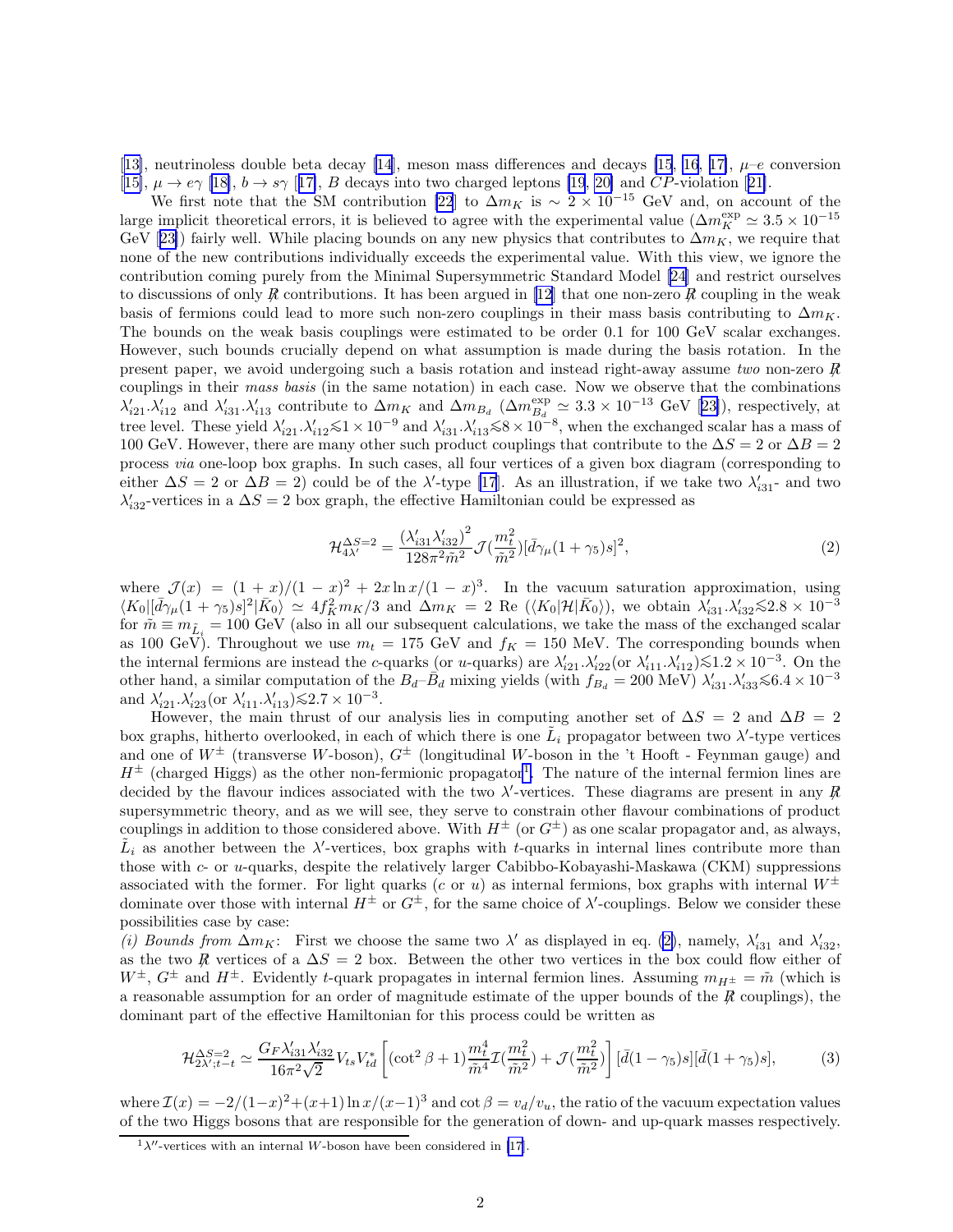[13], neutrinoless double beta decay [14], meson mass differences and decays [15, 16, 17], $\mu$–$e$ conversion [15], $\mu \to e\gamma$ [18], $b \to s\gamma$ [17], $B$ decays into two charged leptons [19, 20] and $CP$-violation [21].

We first note that the SM contribution [22] to $\Delta m_K$ is $\sim 2 \times 10^{-15}$ GeV and, on account of the large implicit theoretical errors, it is believed to agree with the experimental value ($\Delta m_K^{\rm exp} \simeq 3.5 \times 10^{-15}$ GeV [23]) fairly well. While placing bounds on any new physics that contributes to $\Delta m_K$, we require that none of the new contributions individually exceeds the experimental value. With this view, we ignore the contribution coming purely from the Minimal Supersymmetric Standard Model [24] and restrict ourselves to discussions of only $R\!\!\!/$ contributions. It has been argued in [12] that one non-zero $R\!\!\!/$ coupling in the weak basis of fermions could lead to more such non-zero couplings in their mass basis contributing to $\Delta m_K$. The bounds on the weak basis couplings were estimated to be order 0.1 for 100 GeV scalar exchanges. However, such bounds crucially depend on what assumption is made during the basis rotation. In the present paper, we avoid undergoing such a basis rotation and instead right-away assume *two* non-zero $R\!\!\!/$ couplings in their *mass basis* (in the same notation) in each case. Now we observe that the combinations $\lambda'_{i21}.\lambda'_{i12}$ and $\lambda'_{i31}.\lambda'_{i13}$ contribute to $\Delta m_K$ and $\Delta m_{B_d}$ ($\Delta m_{B_d}^{\rm exp} \simeq 3.3 \times 10^{-13}$ GeV [23]), respectively, at tree level. These yield $\lambda'_{i21}.\lambda'_{i12} \lesssim 1 \times 10^{-9}$ and $\lambda'_{i31}.\lambda'_{i13} \lesssim 8 \times 10^{-8}$, when the exchanged scalar has a mass of 100 GeV. However, there are many other such product couplings that contribute to the $\Delta S = 2$ or $\Delta B = 2$ process *via* one-loop box graphs. In such cases, all four vertices of a given box diagram (corresponding to either $\Delta S = 2$ or $\Delta B = 2$) could be of the $\lambda'$-type [17]. As an illustration, if we take two $\lambda'_{i31}$- and two $\lambda'_{i32}$-vertices in a $\Delta S = 2$ box graph, the effective Hamiltonian could be expressed as

$$\mathcal{H}_{4\lambda'}^{\Delta S=2} = \frac{(\lambda'_{i31}\lambda'_{i32})^2}{128\pi^2 \tilde{m}^2} \mathcal{J}(\frac{m_t^2}{\tilde{m}^2})[\bar{d}\gamma_\mu(1+\gamma_5)s]^2, \tag{2}$$

where $\mathcal{J}(x) = (1+x)/(1-x)^2 + 2x\ln x/(1-x)^3$. In the vacuum saturation approximation, using $\langle K_0|[\bar{d}\gamma_\mu(1+\gamma_5)s]^2|\bar{K_0}\rangle \simeq 4f_K^2 m_K/3$ and $\Delta m_K = 2$ Re $(\langle K_0|\mathcal{H}|\bar{K_0}\rangle)$, we obtain $\lambda'_{i31}.\lambda'_{i32} \lesssim 2.8 \times 10^{-3}$ for $\tilde{m} \equiv m_{\tilde{L}_i} = 100$ GeV (also in all our subsequent calculations, we take the mass of the exchanged scalar as 100 GeV). Throughout we use $m_t = 175$ GeV and $f_K = 150$ MeV. The corresponding bounds when the internal fermions are instead the $c$-quarks (or $u$-quarks) are $\lambda'_{i21}.\lambda'_{i22}$(or $\lambda'_{i11}.\lambda'_{i12}$)$\lesssim 1.2 \times 10^{-3}$. On the other hand, a similar computation of the $B_d$–$\bar{B}_d$ mixing yields (with $f_{B_d} = 200$ MeV) $\lambda'_{i31}.\lambda'_{i33} \lesssim 6.4 \times 10^{-3}$ and $\lambda'_{i21}.\lambda'_{i23}$(or $\lambda'_{i11}.\lambda'_{i13}$)$\lesssim 2.7 \times 10^{-3}$.

However, the main thrust of our analysis lies in computing another set of $\Delta S = 2$ and $\Delta B = 2$ box graphs, hitherto overlooked, in each of which there is one $\tilde{L}_i$ propagator between two $\lambda'$-type vertices and one of $W^\pm$ (transverse $W$-boson), $G^\pm$ (longitudinal $W$-boson in the 't Hooft - Feynman gauge) and $H^\pm$ (charged Higgs) as the other non-fermionic propagator[1]. The nature of the internal fermion lines are decided by the flavour indices associated with the two $\lambda'$-vertices. These diagrams are present in any $R\!\!\!/$ supersymmetric theory, and as we will see, they serve to constrain other flavour combinations of product couplings in addition to those considered above. With $H^\pm$ (or $G^\pm$) as one scalar propagator and, as always, $\tilde{L}_i$ as another between the $\lambda'$-vertices, box graphs with $t$-quarks in internal lines contribute more than those with $c$- or $u$-quarks, despite the relatively larger Cabibbo-Kobayashi-Maskawa (CKM) suppressions associated with the former. For light quarks ($c$ or $u$) as internal fermions, box graphs with internal $W^\pm$ dominate over those with internal $H^\pm$ or $G^\pm$, for the same choice of $\lambda'$-couplings. Below we consider these possibilities case by case:

*(i) Bounds from* $\Delta m_K$: First we choose the same two $\lambda'$ as displayed in eq. (2), namely, $\lambda'_{i31}$ and $\lambda'_{i32}$, as the two $R\!\!\!/$ vertices of a $\Delta S = 2$ box. Between the other two vertices in the box could flow either of $W^\pm$, $G^\pm$ and $H^\pm$. Evidently $t$-quark propagates in internal fermion lines. Assuming $m_{H^\pm} = \tilde{m}$ (which is a reasonable assumption for an order of magnitude estimate of the upper bounds of the $R\!\!\!/$ couplings), the dominant part of the effective Hamiltonian for this process could be written as

$$\mathcal{H}_{2\lambda';t-t}^{\Delta S=2} \simeq \frac{G_F \lambda'_{i31}\lambda'_{i32}}{16\pi^2\sqrt{2}} V_{ts}V_{td}^* \left[(\cot^2\beta + 1)\frac{m_t^4}{\tilde{m}^4}\mathcal{I}(\frac{m_t^2}{\tilde{m}^2}) + \mathcal{J}(\frac{m_t^2}{\tilde{m}^2})\right][\bar{d}(1-\gamma_5)s][\bar{d}(1+\gamma_5)s], \tag{3}$$

where $\mathcal{I}(x) = -2/(1-x)^2 + (x+1)\ln x/(x-1)^3$ and $\cot\beta = v_d/v_u$, the ratio of the vacuum expectation values of the two Higgs bosons that are responsible for the generation of down- and up-quark masses respectively.

---

[1] $\lambda''$-vertices with an internal $W$-boson have been considered in [17].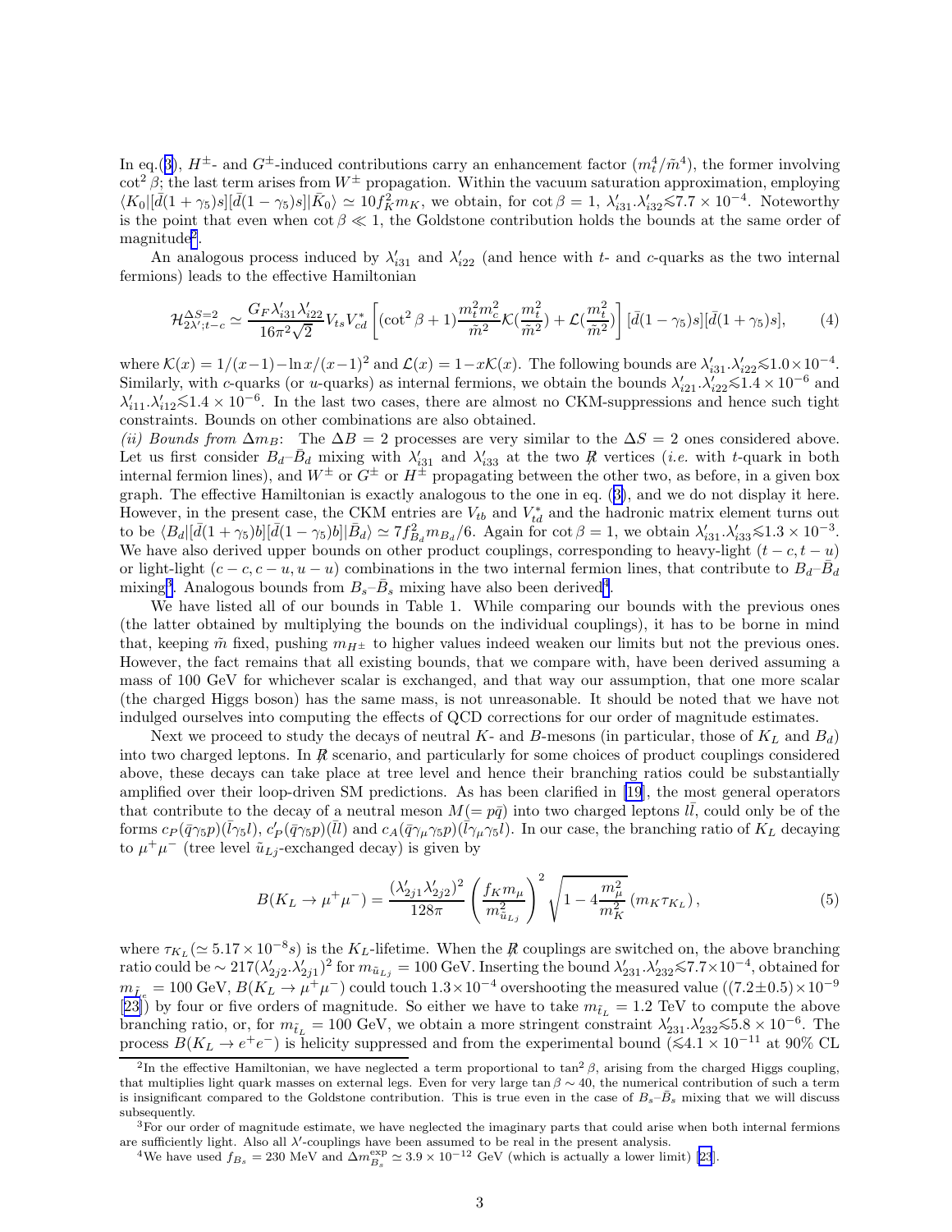In eq.(3), $H^{\pm}$- and $G^{\pm}$-induced contributions carry an enhancement factor $(m_t^4/\tilde{m}^4)$, the former involving $\cot^2\beta$; the last term arises from $W^{\pm}$ propagation. Within the vacuum saturation approximation, employing $\langle K_0|[\bar{d}(1+\gamma_5)s][\bar{d}(1-\gamma_5)s]|\bar{K}_0\rangle \simeq 10 f_K^2 m_K$, we obtain, for $\cot\beta = 1$, $\lambda'_{i31}.\lambda'_{i32} \lesssim 7.7\times 10^{-4}$. Noteworthy is the point that even when $\cot\beta \ll 1$, the Goldstone contribution holds the bounds at the same order of magnitude[2].

An analogous process induced by $\lambda'_{i31}$ and $\lambda'_{i22}$ (and hence with $t$- and $c$-quarks as the two internal fermions) leads to the effective Hamiltonian

$$\mathcal{H}^{\Delta S=2}_{2\lambda';t-c} \simeq \frac{G_F \lambda'_{i31}\lambda'_{i22}}{16\pi^2\sqrt{2}} V_{ts}V^*_{cd}\left[(\cot^2\beta+1)\frac{m_t^2 m_c^2}{\tilde{m}^2}\mathcal{K}(\frac{m_t^2}{\tilde{m}^2}) + \mathcal{L}(\frac{m_t^2}{\tilde{m}^2})\right][\bar{d}(1-\gamma_5)s][\bar{d}(1+\gamma_5)s], \quad (4)$$

where $\mathcal{K}(x) = 1/(x-1) - \ln x/(x-1)^2$ and $\mathcal{L}(x) = 1 - x\mathcal{K}(x)$. The following bounds are $\lambda'_{i31}.\lambda'_{i22} \lesssim 1.0\times 10^{-4}$. Similarly, with $c$-quarks (or $u$-quarks) as internal fermions, we obtain the bounds $\lambda'_{i21}.\lambda'_{i22} \lesssim 1.4\times 10^{-6}$ and $\lambda'_{i11}.\lambda'_{i12} \lesssim 1.4\times 10^{-6}$. In the last two cases, there are almost no CKM-suppressions and hence such tight constraints. Bounds on other combinations are also obtained.

*(ii) Bounds from* $\Delta m_B$: The $\Delta B = 2$ processes are very similar to the $\Delta S = 2$ ones considered above. Let us first consider $B_d$–$\bar{B}_d$ mixing with $\lambda'_{i31}$ and $\lambda'_{i33}$ at the two $\not{R}$ vertices (*i.e.* with $t$-quark in both internal fermion lines), and $W^{\pm}$ or $G^{\pm}$ or $H^{\pm}$ propagating between the other two, as before, in a given box graph. The effective Hamiltonian is exactly analogous to the one in eq. (3), and we do not display it here. However, in the present case, the CKM entries are $V_{tb}$ and $V^*_{td}$ and the hadronic matrix element turns out to be $\langle B_d|[\bar{d}(1+\gamma_5)b][\bar{d}(1-\gamma_5)b]|\bar{B}_d\rangle \simeq 7 f_{B_d}^2 m_{B_d}/6$. Again for $\cot\beta = 1$, we obtain $\lambda'_{i31}.\lambda'_{i33} \lesssim 1.3\times 10^{-3}$. We have also derived upper bounds on other product couplings, corresponding to heavy-light $(t-c, t-u)$ or light-light $(c-c, c-u, u-u)$ combinations in the two internal fermion lines, that contribute to $B_d$–$\bar{B}_d$ mixing[3]. Analogous bounds from $B_s$–$\bar{B}_s$ mixing have also been derived[4].

We have listed all of our bounds in Table 1. While comparing our bounds with the previous ones (the latter obtained by multiplying the bounds on the individual couplings), it has to be borne in mind that, keeping $\tilde{m}$ fixed, pushing $m_{H^{\pm}}$ to higher values indeed weaken our limits but not the previous ones. However, the fact remains that all existing bounds, that we compare with, have been derived assuming a mass of 100 GeV for whichever scalar is exchanged, and that way our assumption, that one more scalar (the charged Higgs boson) has the same mass, is not unreasonable. It should be noted that we have not indulged ourselves into computing the effects of QCD corrections for our order of magnitude estimates.

Next we proceed to study the decays of neutral $K$- and $B$-mesons (in particular, those of $K_L$ and $B_d$) into two charged leptons. In $\not{R}$ scenario, and particularly for some choices of product couplings considered above, these decays can take place at tree level and hence their branching ratios could be substantially amplified over their loop-driven SM predictions. As has been clarified in [19], the most general operators that contribute to the decay of a neutral meson $M(=p\bar{q})$ into two charged leptons $l\bar{l}$, could only be of the forms $c_P(\bar{q}\gamma_5 p)(\bar{l}\gamma_5 l)$, $c'_P(\bar{q}\gamma_5 p)(\bar{l}l)$ and $c_A(\bar{q}\gamma_\mu\gamma_5 p)(\bar{l}\gamma_\mu\gamma_5 l)$. In our case, the branching ratio of $K_L$ decaying to $\mu^+\mu^-$ (tree level $\tilde{u}_{Lj}$-exchanged decay) is given by

$$B(K_L \to \mu^+\mu^-) = \frac{(\lambda'_{2j1}\lambda'_{2j2})^2}{128\pi}\left(\frac{f_K m_\mu}{m^2_{\tilde{u}_{Lj}}}\right)^2 \sqrt{1-4\frac{m_\mu^2}{m_K^2}}\,(m_K\tau_{K_L}), \quad (5)$$

where $\tau_{K_L}(\simeq 5.17\times 10^{-8}s)$ is the $K_L$-lifetime. When the $\not{R}$ couplings are switched on, the above branching ratio could be $\sim 217(\lambda'_{2j2}.\lambda'_{2j1})^2$ for $m_{\tilde{u}_{Lj}} = 100$ GeV. Inserting the bound $\lambda'_{231}.\lambda'_{232} \lesssim 7.7\times 10^{-4}$, obtained for $m_{\tilde{t}_L} = 100$ GeV, $B(K_L \to \mu^+\mu^-)$ could touch $1.3\times 10^{-4}$ overshooting the measured value $((7.2\pm 0.5)\times 10^{-9}$ [23]) by four or five orders of magnitude. So either we have to take $m_{\tilde{t}_L} = 1.2$ TeV to compute the above branching ratio, or, for $m_{\tilde{t}_L} = 100$ GeV, we obtain a more stringent constraint $\lambda'_{231}.\lambda'_{232} \lesssim 5.8\times 10^{-6}$. The process $B(K_L \to e^+e^-)$ is helicity suppressed and from the experimental bound ($\lesssim 4.1\times 10^{-11}$ at 90% CL

---

[2] In the effective Hamiltonian, we have neglected a term proportional to $\tan^2\beta$, arising from the charged Higgs coupling, that multiplies light quark masses on external legs. Even for very large $\tan\beta \sim 40$, the numerical contribution of such a term is insignificant compared to the Goldstone contribution. This is true even in the case of $B_s$–$\bar{B}_s$ mixing that we will discuss subsequently.

[3] For our order of magnitude estimate, we have neglected the imaginary parts that could arise when both internal fermions are sufficiently light. Also all $\lambda'$-couplings have been assumed to be real in the present analysis.

[4] We have used $f_{B_s} = 230$ MeV and $\Delta m^{\rm exp}_{B_s} \simeq 3.9\times 10^{-12}$ GeV (which is actually a lower limit) [23].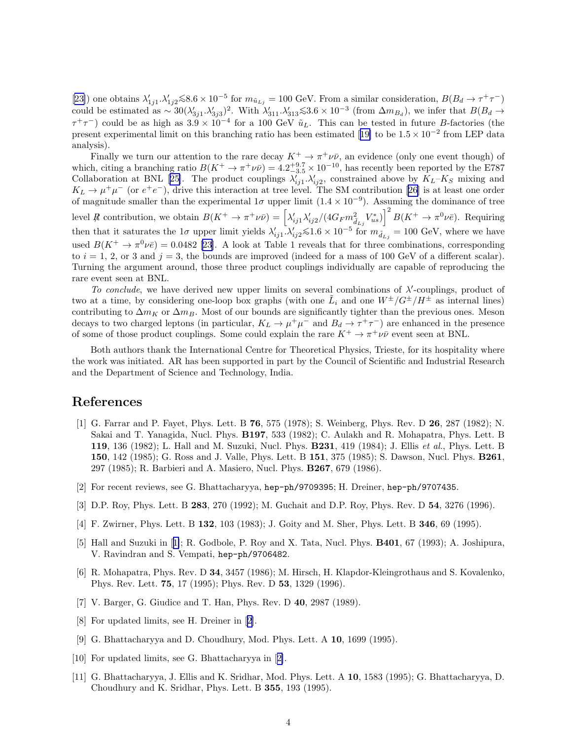[23]) one obtains $\lambda'_{1j1}.\lambda'_{1j2} \lesssim 8.6 \times 10^{-5}$ for $m_{\tilde{u}_{Lj}} = 100$ GeV. From a similar consideration, $B(B_d \to \tau^+\tau^-)$ could be estimated as $\sim 30(\lambda'_{3j1}.\lambda'_{3j3})^2$. With $\lambda'_{311}.\lambda'_{313} \lesssim 3.6 \times 10^{-3}$ (from $\Delta m_{B_d}$), we infer that $B(B_d \to \tau^+\tau^-)$ could be as high as $3.9 \times 10^{-4}$ for a 100 GeV $\tilde{u}_L$. This can be tested in future $B$-factories (the present experimental limit on this branching ratio has been estimated [19] to be $1.5 \times 10^{-2}$ from LEP data analysis).

Finally we turn our attention to the rare decay $K^+ \to \pi^+\nu\bar{\nu}$, an evidence (only one event though) of which, citing a branching ratio $B(K^+ \to \pi^+\nu\bar{\nu}) = 4.2^{+9.7}_{-3.5} \times 10^{-10}$, has recently been reported by the E787 Collaboration at BNL [25]. The product couplings $\lambda'_{ij1}.\lambda'_{ij2}$, constrained above by $K_L$–$K_S$ mixing and $K_L \to \mu^+\mu^-$ (or $e^+e^-$), drive this interaction at tree level. The SM contribution [26] is at least one order of magnitude smaller than the experimental $1\sigma$ upper limit ($1.4 \times 10^{-9}$). Assuming the dominance of tree level $R\!\!\!/$ contribution, we obtain $B(K^+ \to \pi^+\nu\bar{\nu}) = \left[\lambda'_{ij1}\lambda'_{ij2}/(4G_F m^2_{\tilde{d}_{Lj}} V^*_{us})\right]^2 B(K^+ \to \pi^0\nu\bar{e})$. Requiring then that it saturates the $1\sigma$ upper limit yields $\lambda'_{ij1}.\lambda'_{ij2} \lesssim 1.6 \times 10^{-5}$ for $m_{\tilde{d}_{Lj}} = 100$ GeV, where we have used $B(K^+ \to \pi^0\nu\bar{e}) = 0.0482$ [23]. A look at Table 1 reveals that for three combinations, corresponding to $i = 1$, 2, or 3 and $j = 3$, the bounds are improved (indeed for a mass of 100 GeV of a different scalar). Turning the argument around, those three product couplings individually are capable of reproducing the rare event seen at BNL.

*To conclude*, we have derived new upper limits on several combinations of $\lambda'$-couplings, product of two at a time, by considering one-loop box graphs (with one $\tilde{L}_i$ and one $W^\pm/G^\pm/H^\pm$ as internal lines) contributing to $\Delta m_K$ or $\Delta m_B$. Most of our bounds are significantly tighter than the previous ones. Meson decays to two charged leptons (in particular, $K_L \to \mu^+\mu^-$ and $B_d \to \tau^+\tau^-$) are enhanced in the presence of some of those product couplings. Some could explain the rare $K^+ \to \pi^+\nu\bar{\nu}$ event seen at BNL.

Both authors thank the International Centre for Theoretical Physics, Trieste, for its hospitality where the work was initiated. AR has been supported in part by the Council of Scientific and Industrial Research and the Department of Science and Technology, India.

# References

[1] G. Farrar and P. Fayet, Phys. Lett. B **76**, 575 (1978); S. Weinberg, Phys. Rev. D **26**, 287 (1982); N. Sakai and T. Yanagida, Nucl. Phys. **B197**, 533 (1982); C. Aulakh and R. Mohapatra, Phys. Lett. B **119**, 136 (1982); L. Hall and M. Suzuki, Nucl. Phys. **B231**, 419 (1984); J. Ellis *et al.*, Phys. Lett. B **150**, 142 (1985); G. Ross and J. Valle, Phys. Lett. B **151**, 375 (1985); S. Dawson, Nucl. Phys. **B261**, 297 (1985); R. Barbieri and A. Masiero, Nucl. Phys. **B267**, 679 (1986).

[2] For recent reviews, see G. Bhattacharyya, `hep-ph/9709395`; H. Dreiner, `hep-ph/9707435`.

[3] D.P. Roy, Phys. Lett. B **283**, 270 (1992); M. Guchait and D.P. Roy, Phys. Rev. D **54**, 3276 (1996).

[4] F. Zwirner, Phys. Lett. B **132**, 103 (1983); J. Goity and M. Sher, Phys. Lett. B **346**, 69 (1995).

[5] Hall and Suzuki in [1]; R. Godbole, P. Roy and X. Tata, Nucl. Phys. **B401**, 67 (1993); A. Joshipura, V. Ravindran and S. Vempati, `hep-ph/9706482`.

[6] R. Mohapatra, Phys. Rev. D **34**, 3457 (1986); M. Hirsch, H. Klapdor-Kleingrothaus and S. Kovalenko, Phys. Rev. Lett. **75**, 17 (1995); Phys. Rev. D **53**, 1329 (1996).

[7] V. Barger, G. Giudice and T. Han, Phys. Rev. D **40**, 2987 (1989).

[8] For updated limits, see H. Dreiner in [2].

[9] G. Bhattacharyya and D. Choudhury, Mod. Phys. Lett. A **10**, 1699 (1995).

[10] For updated limits, see G. Bhattacharyya in [2].

[11] G. Bhattacharyya, J. Ellis and K. Sridhar, Mod. Phys. Lett. A **10**, 1583 (1995); G. Bhattacharyya, D. Choudhury and K. Sridhar, Phys. Lett. B **355**, 193 (1995).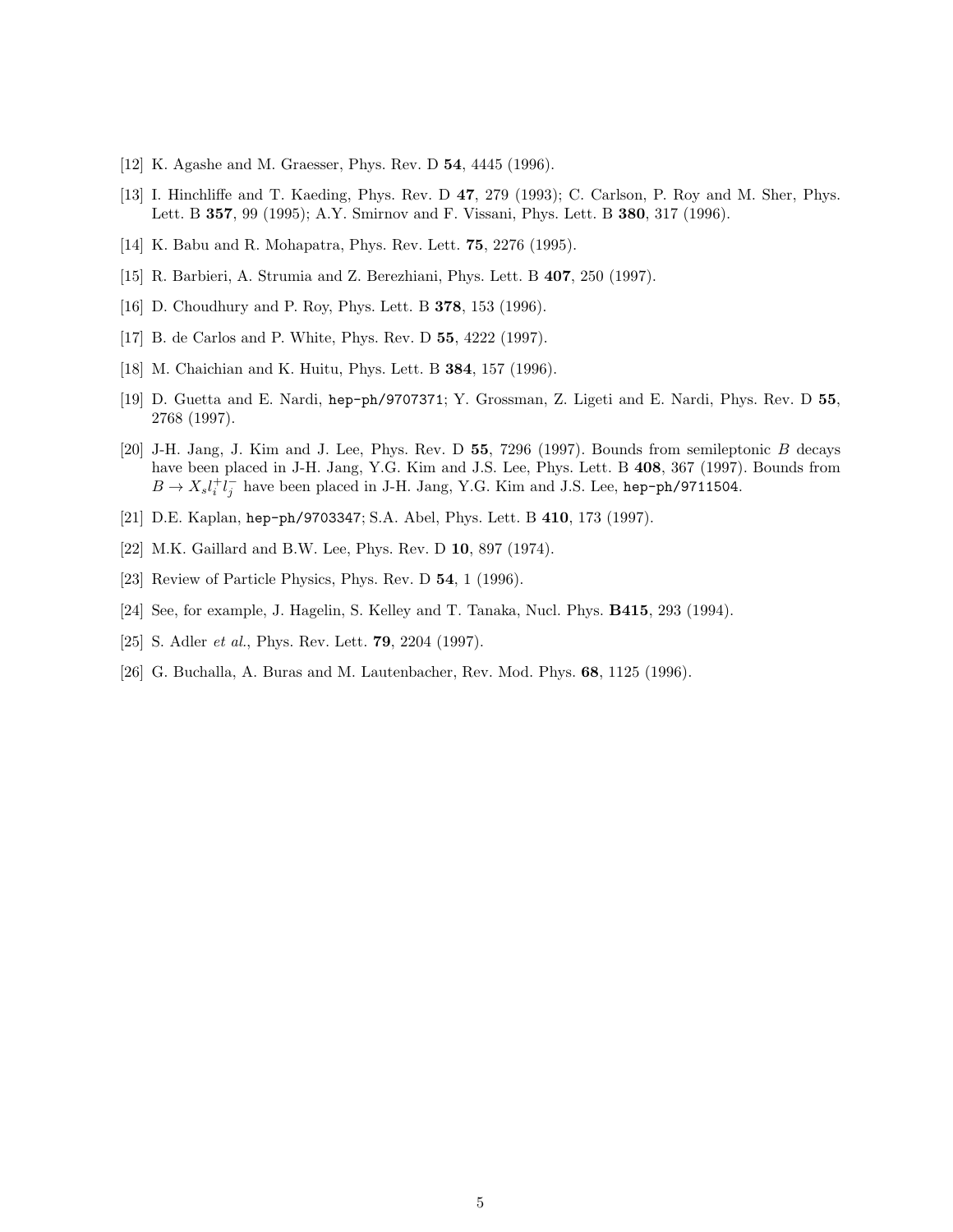[12] K. Agashe and M. Graesser, Phys. Rev. D **54**, 4445 (1996).

[13] I. Hinchliffe and T. Kaeding, Phys. Rev. D **47**, 279 (1993); C. Carlson, P. Roy and M. Sher, Phys. Lett. B **357**, 99 (1995); A.Y. Smirnov and F. Vissani, Phys. Lett. B **380**, 317 (1996).

[14] K. Babu and R. Mohapatra, Phys. Rev. Lett. **75**, 2276 (1995).

[15] R. Barbieri, A. Strumia and Z. Berezhiani, Phys. Lett. B **407**, 250 (1997).

[16] D. Choudhury and P. Roy, Phys. Lett. B **378**, 153 (1996).

[17] B. de Carlos and P. White, Phys. Rev. D **55**, 4222 (1997).

[18] M. Chaichian and K. Huitu, Phys. Lett. B **384**, 157 (1996).

[19] D. Guetta and E. Nardi, `hep-ph/9707371`; Y. Grossman, Z. Ligeti and E. Nardi, Phys. Rev. D **55**, 2768 (1997).

[20] J-H. Jang, J. Kim and J. Lee, Phys. Rev. D **55**, 7296 (1997). Bounds from semileptonic $B$ decays have been placed in J-H. Jang, Y.G. Kim and J.S. Lee, Phys. Lett. B **408**, 367 (1997). Bounds from $B \to X_s l_i^+ l_j^-$ have been placed in J-H. Jang, Y.G. Kim and J.S. Lee, `hep-ph/9711504`.

[21] D.E. Kaplan, `hep-ph/9703347`; S.A. Abel, Phys. Lett. B **410**, 173 (1997).

[22] M.K. Gaillard and B.W. Lee, Phys. Rev. D **10**, 897 (1974).

[23] Review of Particle Physics, Phys. Rev. D **54**, 1 (1996).

[24] See, for example, J. Hagelin, S. Kelley and T. Tanaka, Nucl. Phys. **B415**, 293 (1994).

[25] S. Adler *et al.*, Phys. Rev. Lett. **79**, 2204 (1997).

[26] G. Buchalla, A. Buras and M. Lautenbacher, Rev. Mod. Phys. **68**, 1125 (1996).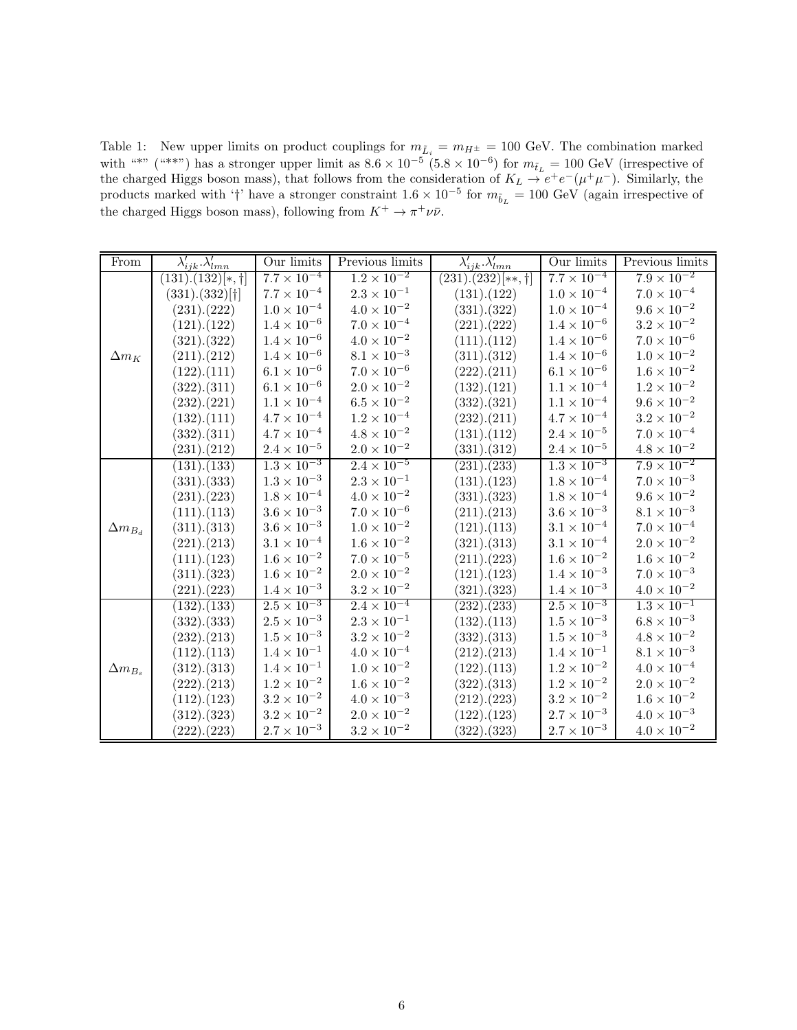Table 1: New upper limits on product couplings for $m_{\tilde{L}_i} = m_{H^\pm} = 100$ GeV. The combination marked with "*" ("**") has a stronger upper limit as $8.6 \times 10^{-5}$ ($5.8 \times 10^{-6}$) for $m_{\tilde{t}_L} = 100$ GeV (irrespective of the charged Higgs boson mass), that follows from the consideration of $K_L \to e^+e^-(\mu^+\mu^-)$. Similarly, the products marked with '†' have a stronger constraint $1.6 \times 10^{-5}$ for $m_{\tilde{b}_L} = 100$ GeV (again irrespective of the charged Higgs boson mass), following from $K^+ \to \pi^+\nu\bar{\nu}$.

| From | $\lambda'_{ijk}.\lambda'_{lmn}$ | Our limits | Previous limits | $\lambda'_{ijk}.\lambda'_{lmn}$ | Our limits | Previous limits |
|---|---|---|---|---|---|---|
| $\Delta m_K$ | (131).(132)[*, †] | $7.7 \times 10^{-4}$ | $1.2 \times 10^{-2}$ | (231).(232)[**, †] | $7.7 \times 10^{-4}$ | $7.9 \times 10^{-2}$ |
| | (331).(332)[†] | $7.7 \times 10^{-4}$ | $2.3 \times 10^{-1}$ | (131).(122) | $1.0 \times 10^{-4}$ | $7.0 \times 10^{-4}$ |
| | (231).(222) | $1.0 \times 10^{-4}$ | $4.0 \times 10^{-2}$ | (331).(322) | $1.0 \times 10^{-4}$ | $9.6 \times 10^{-2}$ |
| | (121).(122) | $1.4 \times 10^{-6}$ | $7.0 \times 10^{-4}$ | (221).(222) | $1.4 \times 10^{-6}$ | $3.2 \times 10^{-2}$ |
| | (321).(322) | $1.4 \times 10^{-6}$ | $4.0 \times 10^{-2}$ | (111).(112) | $1.4 \times 10^{-6}$ | $7.0 \times 10^{-6}$ |
| | (211).(212) | $1.4 \times 10^{-6}$ | $8.1 \times 10^{-3}$ | (311).(312) | $1.4 \times 10^{-6}$ | $1.0 \times 10^{-2}$ |
| | (122).(111) | $6.1 \times 10^{-6}$ | $7.0 \times 10^{-6}$ | (222).(211) | $6.1 \times 10^{-6}$ | $1.6 \times 10^{-2}$ |
| | (322).(311) | $6.1 \times 10^{-6}$ | $2.0 \times 10^{-2}$ | (132).(121) | $1.1 \times 10^{-4}$ | $1.2 \times 10^{-2}$ |
| | (232).(221) | $1.1 \times 10^{-4}$ | $6.5 \times 10^{-2}$ | (332).(321) | $1.1 \times 10^{-4}$ | $9.6 \times 10^{-2}$ |
| | (132).(111) | $4.7 \times 10^{-4}$ | $1.2 \times 10^{-4}$ | (232).(211) | $4.7 \times 10^{-4}$ | $3.2 \times 10^{-2}$ |
| | (332).(311) | $4.7 \times 10^{-4}$ | $4.8 \times 10^{-2}$ | (131).(112) | $2.4 \times 10^{-5}$ | $7.0 \times 10^{-4}$ |
| | (231).(212) | $2.4 \times 10^{-5}$ | $2.0 \times 10^{-2}$ | (331).(312) | $2.4 \times 10^{-5}$ | $4.8 \times 10^{-2}$ |
| $\Delta m_{B_d}$ | (131).(133) | $1.3 \times 10^{-3}$ | $2.4 \times 10^{-5}$ | (231).(233) | $1.3 \times 10^{-3}$ | $7.9 \times 10^{-2}$ |
| | (331).(333) | $1.3 \times 10^{-3}$ | $2.3 \times 10^{-1}$ | (131).(123) | $1.8 \times 10^{-4}$ | $7.0 \times 10^{-3}$ |
| | (231).(223) | $1.8 \times 10^{-4}$ | $4.0 \times 10^{-2}$ | (331).(323) | $1.8 \times 10^{-4}$ | $9.6 \times 10^{-2}$ |
| | (111).(113) | $3.6 \times 10^{-3}$ | $7.0 \times 10^{-6}$ | (211).(213) | $3.6 \times 10^{-3}$ | $8.1 \times 10^{-3}$ |
| | (311).(313) | $3.6 \times 10^{-3}$ | $1.0 \times 10^{-2}$ | (121).(113) | $3.1 \times 10^{-4}$ | $7.0 \times 10^{-4}$ |
| | (221).(213) | $3.1 \times 10^{-4}$ | $1.6 \times 10^{-2}$ | (321).(313) | $3.1 \times 10^{-4}$ | $2.0 \times 10^{-2}$ |
| | (111).(123) | $1.6 \times 10^{-2}$ | $7.0 \times 10^{-5}$ | (211).(223) | $1.6 \times 10^{-2}$ | $1.6 \times 10^{-2}$ |
| | (311).(323) | $1.6 \times 10^{-2}$ | $2.0 \times 10^{-2}$ | (121).(123) | $1.4 \times 10^{-3}$ | $7.0 \times 10^{-3}$ |
| | (221).(223) | $1.4 \times 10^{-3}$ | $3.2 \times 10^{-2}$ | (321).(323) | $1.4 \times 10^{-3}$ | $4.0 \times 10^{-2}$ |
| $\Delta m_{B_s}$ | (132).(133) | $2.5 \times 10^{-3}$ | $2.4 \times 10^{-4}$ | (232).(233) | $2.5 \times 10^{-3}$ | $1.3 \times 10^{-1}$ |
| | (332).(333) | $2.5 \times 10^{-3}$ | $2.3 \times 10^{-1}$ | (132).(113) | $1.5 \times 10^{-3}$ | $6.8 \times 10^{-3}$ |
| | (232).(213) | $1.5 \times 10^{-3}$ | $3.2 \times 10^{-2}$ | (332).(313) | $1.5 \times 10^{-3}$ | $4.8 \times 10^{-2}$ |
| | (112).(113) | $1.4 \times 10^{-1}$ | $4.0 \times 10^{-4}$ | (212).(213) | $1.4 \times 10^{-1}$ | $8.1 \times 10^{-3}$ |
| | (312).(313) | $1.4 \times 10^{-1}$ | $1.0 \times 10^{-2}$ | (122).(113) | $1.2 \times 10^{-2}$ | $4.0 \times 10^{-4}$ |
| | (222).(213) | $1.2 \times 10^{-2}$ | $1.6 \times 10^{-2}$ | (322).(313) | $1.2 \times 10^{-2}$ | $2.0 \times 10^{-2}$ |
| | (112).(123) | $3.2 \times 10^{-2}$ | $4.0 \times 10^{-3}$ | (212).(223) | $3.2 \times 10^{-2}$ | $1.6 \times 10^{-2}$ |
| | (312).(323) | $3.2 \times 10^{-2}$ | $2.0 \times 10^{-2}$ | (122).(123) | $2.7 \times 10^{-3}$ | $4.0 \times 10^{-3}$ |
| | (222).(223) | $2.7 \times 10^{-3}$ | $3.2 \times 10^{-2}$ | (322).(323) | $2.7 \times 10^{-3}$ | $4.0 \times 10^{-2}$ |